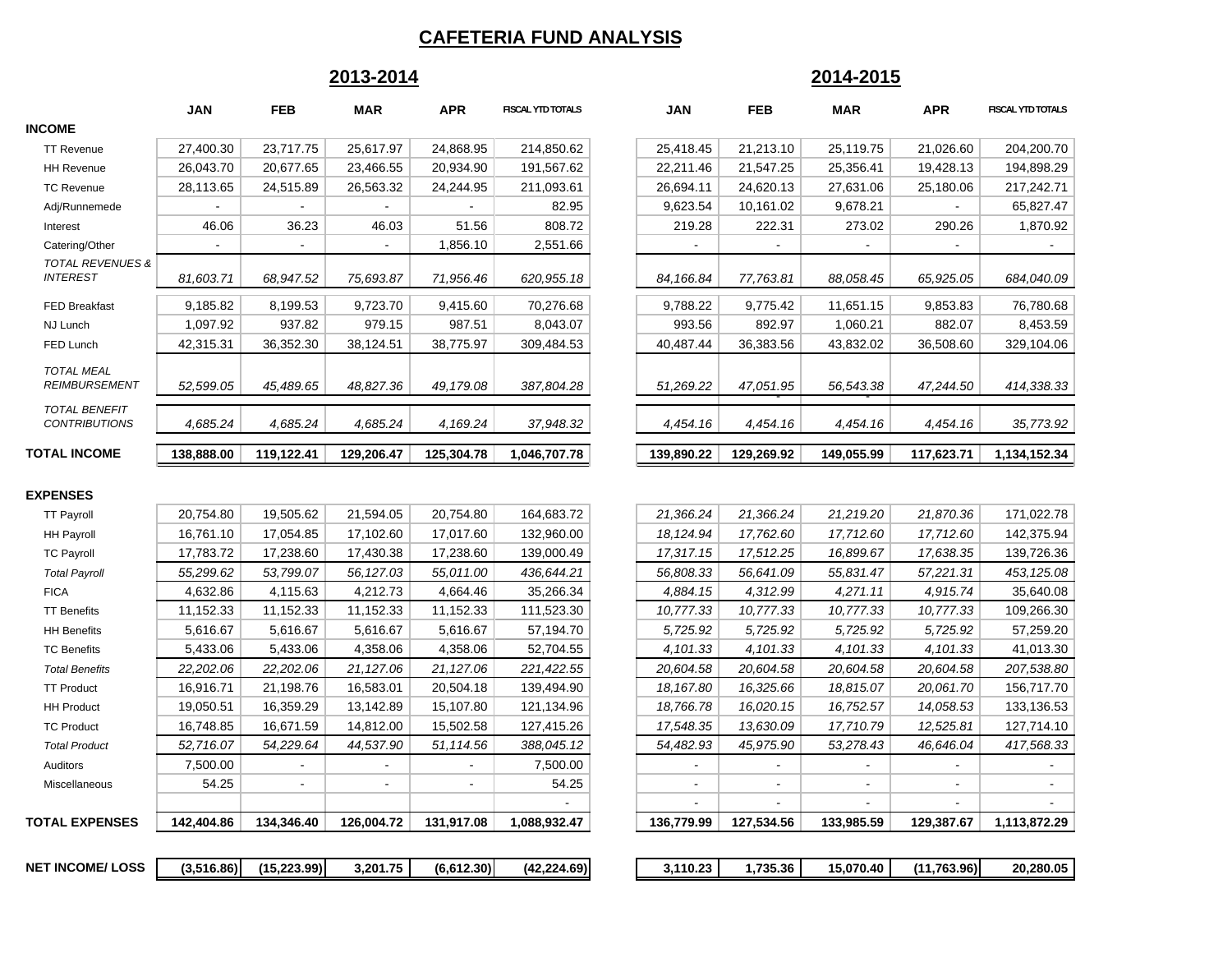# CAFETERIA FUND ANALYSIS

| | 2013-2014 | | | | | 2014-2015 | | | | |
|---|---|---|---|---|---|---|---|---|---|---|
| | **JAN** | **FEB** | **MAR** | **APR** | **FISCAL YTD TOTALS** | **JAN** | **FEB** | **MAR** | **APR** | **FISCAL YTD TOTALS** |
| **INCOME** | | | | | | | | | | |
| TT Revenue | 27,400.30 | 23,717.75 | 25,617.97 | 24,868.95 | 214,850.62 | 25,418.45 | 21,213.10 | 25,119.75 | 21,026.60 | 204,200.70 |
| HH Revenue | 26,043.70 | 20,677.65 | 23,466.55 | 20,934.90 | 191,567.62 | 22,211.46 | 21,547.25 | 25,356.41 | 19,428.13 | 194,898.29 |
| TC Revenue | 28,113.65 | 24,515.89 | 26,563.32 | 24,244.95 | 211,093.61 | 26,694.11 | 24,620.13 | 27,631.06 | 25,180.06 | 217,242.71 |
| Adj/Runnemede | - | - | - | - | 82.95 | 9,623.54 | 10,161.02 | 9,678.21 | - | 65,827.47 |
| Interest | 46.06 | 36.23 | 46.03 | 51.56 | 808.72 | 219.28 | 222.31 | 273.02 | 290.26 | 1,870.92 |
| Catering/Other | - | - | - | 1,856.10 | 2,551.66 | - | - | - | - | - |
| *TOTAL REVENUES & INTEREST* | *81,603.71* | *68,947.52* | *75,693.87* | *71,956.46* | *620,955.18* | *84,166.84* | *77,763.81* | *88,058.45* | *65,925.05* | *684,040.09* |
| FED Breakfast | 9,185.82 | 8,199.53 | 9,723.70 | 9,415.60 | 70,276.68 | 9,788.22 | 9,775.42 | 11,651.15 | 9,853.83 | 76,780.68 |
| NJ Lunch | 1,097.92 | 937.82 | 979.15 | 987.51 | 8,043.07 | 993.56 | 892.97 | 1,060.21 | 882.07 | 8,453.59 |
| FED Lunch | 42,315.31 | 36,352.30 | 38,124.51 | 38,775.97 | 309,484.53 | 40,487.44 | 36,383.56 | 43,832.02 | 36,508.60 | 329,104.06 |
| *TOTAL MEAL REIMBURSEMENT* | *52,599.05* | *45,489.65* | *48,827.36* | *49,179.08* | *387,804.28* | *51,269.22* | *47,051.95* | *56,543.38* | *47,244.50* | *414,338.33* |
| *TOTAL BENEFIT CONTRIBUTIONS* | *4,685.24* | *4,685.24* | *4,685.24* | *4,169.24* | *37,948.32* | *4,454.16* | *4,454.16* | *4,454.16* | *4,454.16* | *35,773.92* |
| **TOTAL INCOME** | **138,888.00** | **119,122.41** | **129,206.47** | **125,304.78** | **1,046,707.78** | **139,890.22** | **129,269.92** | **149,055.99** | **117,623.71** | **1,134,152.34** |
| **EXPENSES** | | | | | | | | | | |
| TT Payroll | 20,754.80 | 19,505.62 | 21,594.05 | 20,754.80 | 164,683.72 | *21,366.24* | *21,366.24* | *21,219.20* | *21,870.36* | 171,022.78 |
| HH Payroll | 16,761.10 | 17,054.85 | 17,102.60 | 17,017.60 | 132,960.00 | *18,124.94* | *17,762.60* | *17,712.60* | *17,712.60* | 142,375.94 |
| TC Payroll | 17,783.72 | 17,238.60 | 17,430.38 | 17,238.60 | 139,000.49 | *17,317.15* | *17,512.25* | *16,899.67* | *17,638.35* | 139,726.36 |
| *Total Payroll* | *55,299.62* | *53,799.07* | *56,127.03* | *55,011.00* | *436,644.21* | *56,808.33* | *56,641.09* | *55,831.47* | *57,221.31* | *453,125.08* |
| FICA | 4,632.86 | 4,115.63 | 4,212.73 | 4,664.46 | 35,266.34 | *4,884.15* | *4,312.99* | *4,271.11* | *4,915.74* | 35,640.08 |
| TT Benefits | 11,152.33 | 11,152.33 | 11,152.33 | 11,152.33 | 111,523.30 | *10,777.33* | *10,777.33* | *10,777.33* | *10,777.33* | 109,266.30 |
| HH Benefits | 5,616.67 | 5,616.67 | 5,616.67 | 5,616.67 | 57,194.70 | *5,725.92* | *5,725.92* | *5,725.92* | *5,725.92* | 57,259.20 |
| TC Benefits | 5,433.06 | 5,433.06 | 4,358.06 | 4,358.06 | 52,704.55 | *4,101.33* | *4,101.33* | *4,101.33* | *4,101.33* | 41,013.30 |
| *Total Benefits* | *22,202.06* | *22,202.06* | *21,127.06* | *21,127.06* | *221,422.55* | *20,604.58* | *20,604.58* | *20,604.58* | *20,604.58* | *207,538.80* |
| TT Product | 16,916.71 | 21,198.76 | 16,583.01 | 20,504.18 | 139,494.90 | *18,167.80* | *16,325.66* | *18,815.07* | *20,061.70* | 156,717.70 |
| HH Product | 19,050.51 | 16,359.29 | 13,142.89 | 15,107.80 | 121,134.96 | *18,766.78* | *16,020.15* | *16,752.57* | *14,058.53* | 133,136.53 |
| TC Product | 16,748.85 | 16,671.59 | 14,812.00 | 15,502.58 | 127,415.26 | *17,548.35* | *13,630.09* | *17,710.79* | *12,525.81* | 127,714.10 |
| *Total Product* | *52,716.07* | *54,229.64* | *44,537.90* | *51,114.56* | *388,045.12* | *54,482.93* | *45,975.90* | *53,278.43* | *46,646.04* | *417,568.33* |
| Auditors | 7,500.00 | - | - | - | 7,500.00 | - | - | - | - | - |
| Miscellaneous | 54.25 | - | - | - | 54.25 | - | - | - | - | - |
| | | | | | - | - | - | - | - | - |
| **TOTAL EXPENSES** | **142,404.86** | **134,346.40** | **126,004.72** | **131,917.08** | **1,088,932.47** | **136,779.99** | **127,534.56** | **133,985.59** | **129,387.67** | **1,113,872.29** |
| **NET INCOME/ LOSS** | **(3,516.86)** | **(15,223.99)** | **3,201.75** | **(6,612.30)** | **(42,224.69)** | **3,110.23** | **1,735.36** | **15,070.40** | **(11,763.96)** | **20,280.05** |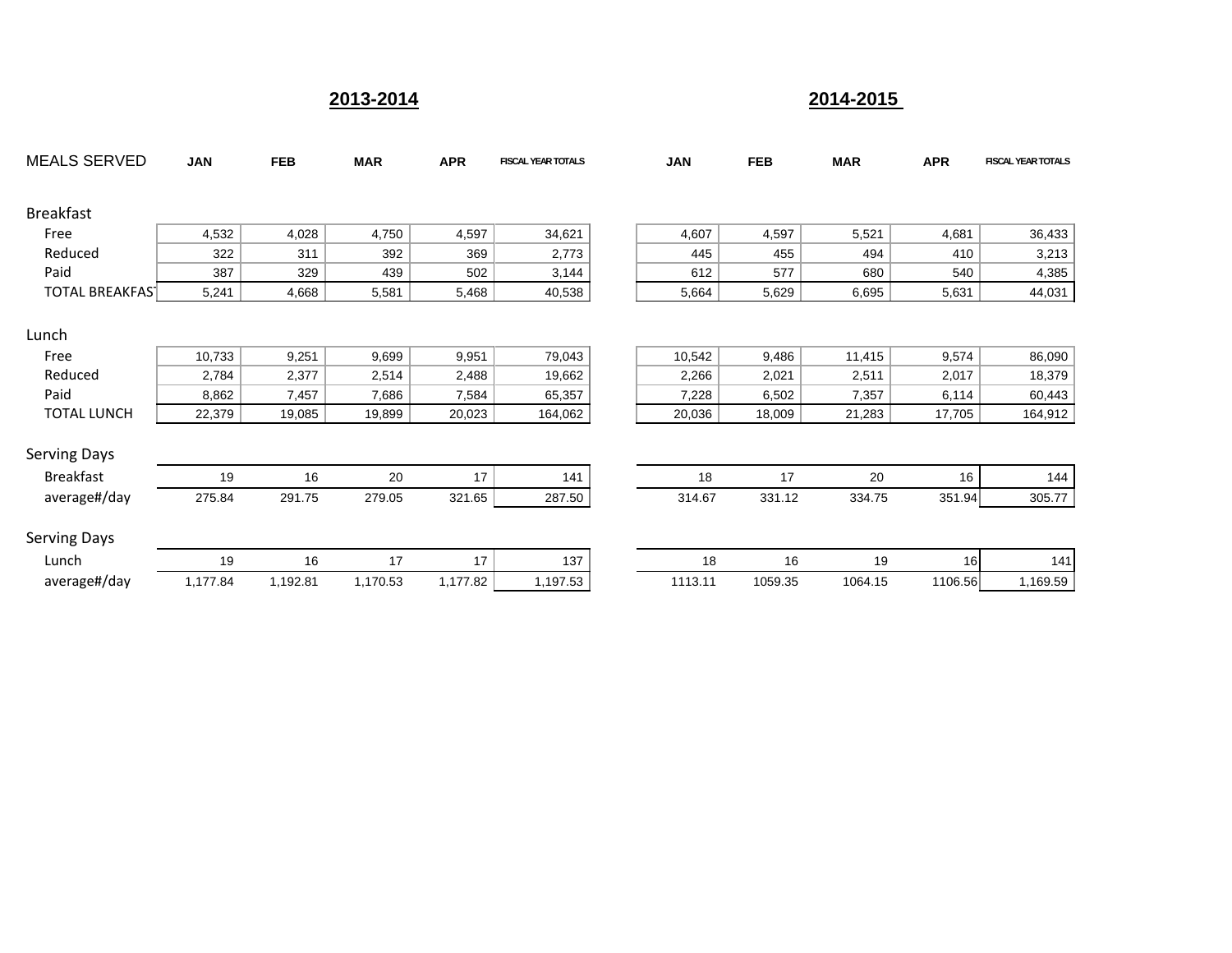| MEALS SERVED | 2013-2014 JAN | FEB | MAR | APR | FISCAL YEAR TOTALS | 2014-2015 JAN | FEB | MAR | APR | FISCAL YEAR TOTALS |
|---|---|---|---|---|---|---|---|---|---|---|
| **Breakfast** | | | | | | | | | | |
| Free | 4,532 | 4,028 | 4,750 | 4,597 | 34,621 | 4,607 | 4,597 | 5,521 | 4,681 | 36,433 |
| Reduced | 322 | 311 | 392 | 369 | 2,773 | 445 | 455 | 494 | 410 | 3,213 |
| Paid | 387 | 329 | 439 | 502 | 3,144 | 612 | 577 | 680 | 540 | 4,385 |
| TOTAL BREAKFAST | 5,241 | 4,668 | 5,581 | 5,468 | 40,538 | 5,664 | 5,629 | 6,695 | 5,631 | 44,031 |
| **Lunch** | | | | | | | | | | |
| Free | 10,733 | 9,251 | 9,699 | 9,951 | 79,043 | 10,542 | 9,486 | 11,415 | 9,574 | 86,090 |
| Reduced | 2,784 | 2,377 | 2,514 | 2,488 | 19,662 | 2,266 | 2,021 | 2,511 | 2,017 | 18,379 |
| Paid | 8,862 | 7,457 | 7,686 | 7,584 | 65,357 | 7,228 | 6,502 | 7,357 | 6,114 | 60,443 |
| TOTAL LUNCH | 22,379 | 19,085 | 19,899 | 20,023 | 164,062 | 20,036 | 18,009 | 21,283 | 17,705 | 164,912 |
| **Serving Days** | | | | | | | | | | |
| Breakfast | 19 | 16 | 20 | 17 | 141 | 18 | 17 | 20 | 16 | 144 |
| average#/day | 275.84 | 291.75 | 279.05 | 321.65 | 287.50 | 314.67 | 331.12 | 334.75 | 351.94 | 305.77 |
| **Serving Days** | | | | | | | | | | |
| Lunch | 19 | 16 | 17 | 17 | 137 | 18 | 16 | 19 | 16 | 141 |
| average#/day | 1,177.84 | 1,192.81 | 1,170.53 | 1,177.82 | 1,197.53 | 1113.11 | 1059.35 | 1064.15 | 1106.56 | 1,169.59 |